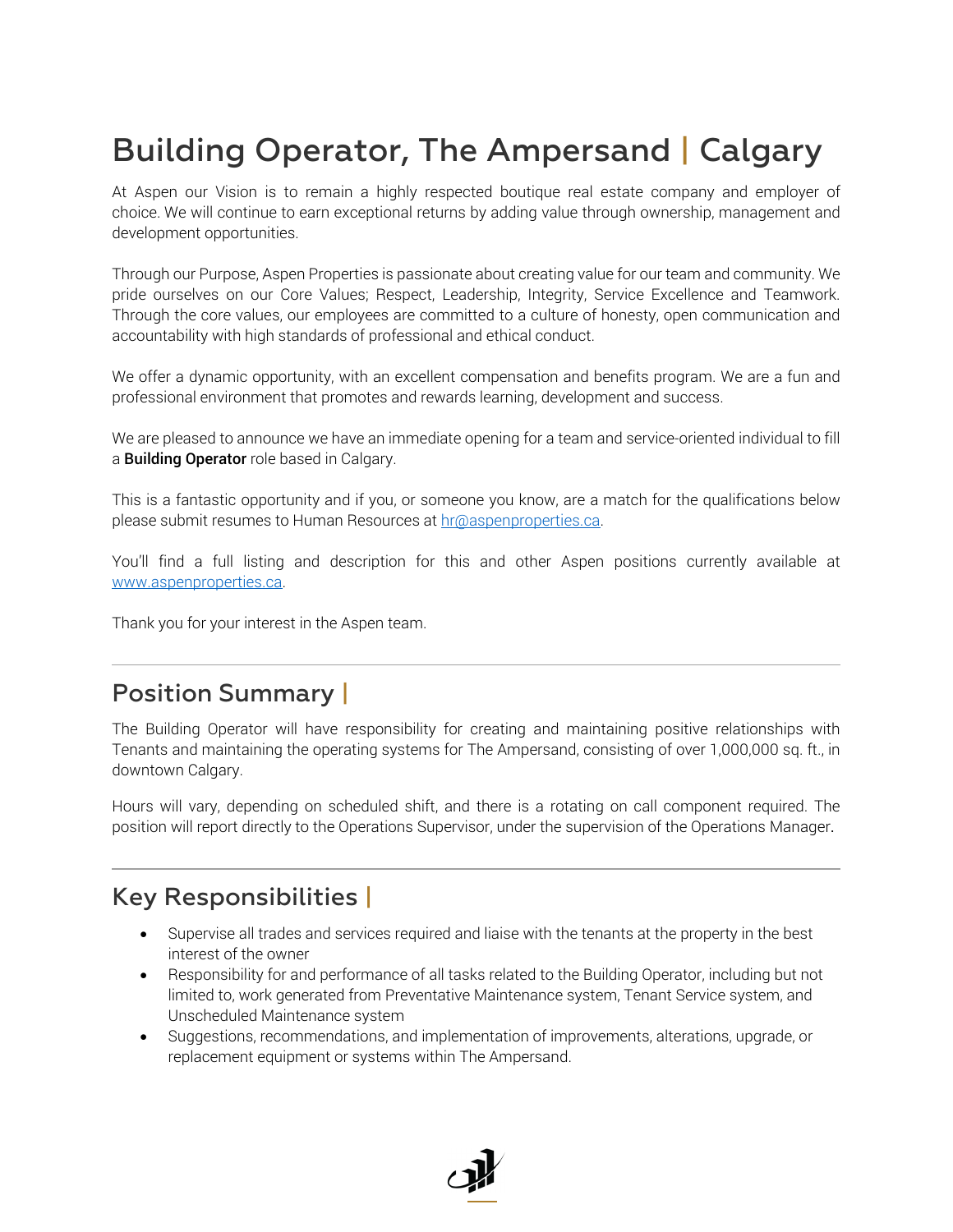# Building Operator, The Ampersand | Calgary

At Aspen our Vision is to remain a highly respected boutique real estate company and employer of choice. We will continue to earn exceptional returns by adding value through ownership, management and development opportunities.

Through our Purpose, Aspen Properties is passionate about creating value for our team and community. We pride ourselves on our Core Values; Respect, Leadership, Integrity, Service Excellence and Teamwork. Through the core values, our employees are committed to a culture of honesty, open communication and accountability with high standards of professional and ethical conduct.

We offer a dynamic opportunity, with an excellent compensation and benefits program. We are a fun and professional environment that promotes and rewards learning, development and success.

We are pleased to announce we have an immediate opening for a team and service-oriented individual to fill a **Building Operator** role based in Calgary.

This is a fantastic opportunity and if you, or someone you know, are a match for the qualifications below please submit resumes to Human Resources at hr@aspenproperties.ca.

You'll find a full listing and description for this and other Aspen positions currently available at www.aspenproperties.ca.

Thank you for your interest in the Aspen team.

---

## Position Summary |

The Building Operator will have responsibility for creating and maintaining positive relationships with Tenants and maintaining the operating systems for The Ampersand, consisting of over 1,000,000 sq. ft., in downtown Calgary.

Hours will vary, depending on scheduled shift, and there is a rotating on call component required. The position will report directly to the Operations Supervisor, under the supervision of the Operations Manager.

---

## Key Responsibilities |

- Supervise all trades and services required and liaise with the tenants at the property in the best interest of the owner
- Responsibility for and performance of all tasks related to the Building Operator, including but not limited to, work generated from Preventative Maintenance system, Tenant Service system, and Unscheduled Maintenance system
- Suggestions, recommendations, and implementation of improvements, alterations, upgrade, or replacement equipment or systems within The Ampersand.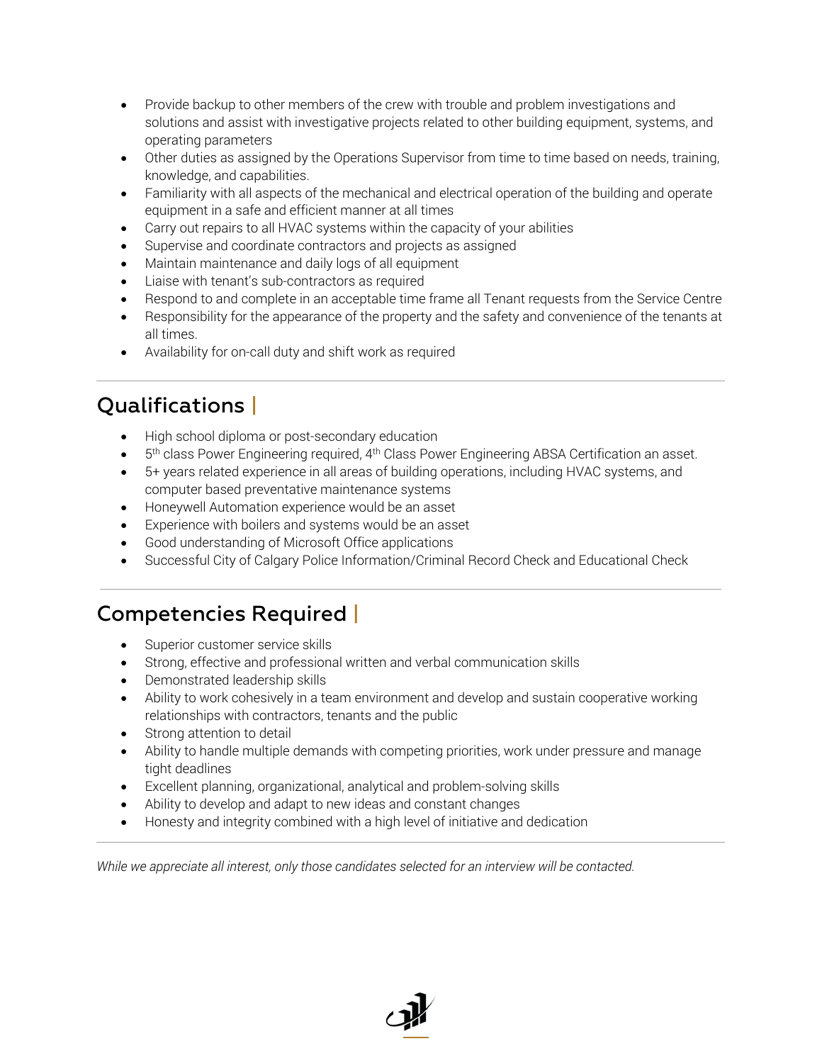- Provide backup to other members of the crew with trouble and problem investigations and solutions and assist with investigative projects related to other building equipment, systems, and operating parameters
- Other duties as assigned by the Operations Supervisor from time to time based on needs, training, knowledge, and capabilities.
- Familiarity with all aspects of the mechanical and electrical operation of the building and operate equipment in a safe and efficient manner at all times
- Carry out repairs to all HVAC systems within the capacity of your abilities
- Supervise and coordinate contractors and projects as assigned
- Maintain maintenance and daily logs of all equipment
- Liaise with tenant's sub-contractors as required
- Respond to and complete in an acceptable time frame all Tenant requests from the Service Centre
- Responsibility for the appearance of the property and the safety and convenience of the tenants at all times.
- Availability for on-call duty and shift work as required

---

## Qualifications |

- High school diploma or post-secondary education
- 5th class Power Engineering required, 4th Class Power Engineering ABSA Certification an asset.
- 5+ years related experience in all areas of building operations, including HVAC systems, and computer based preventative maintenance systems
- Honeywell Automation experience would be an asset
- Experience with boilers and systems would be an asset
- Good understanding of Microsoft Office applications
- Successful City of Calgary Police Information/Criminal Record Check and Educational Check

---

## Competencies Required |

- Superior customer service skills
- Strong, effective and professional written and verbal communication skills
- Demonstrated leadership skills
- Ability to work cohesively in a team environment and develop and sustain cooperative working relationships with contractors, tenants and the public
- Strong attention to detail
- Ability to handle multiple demands with competing priorities, work under pressure and manage tight deadlines
- Excellent planning, organizational, analytical and problem-solving skills
- Ability to develop and adapt to new ideas and constant changes
- Honesty and integrity combined with a high level of initiative and dedication

---

*While we appreciate all interest, only those candidates selected for an interview will be contacted.*